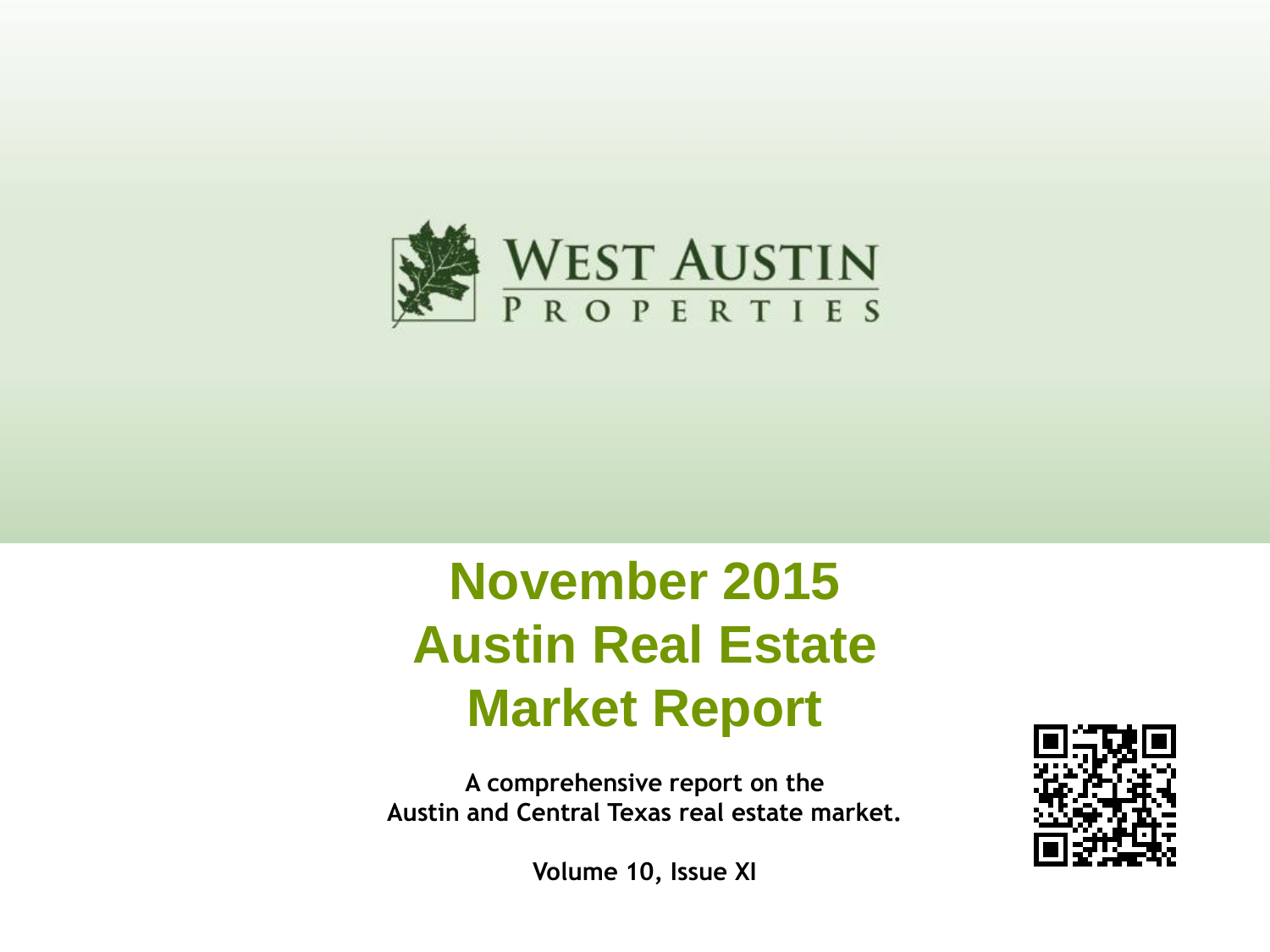WEST AUSTIN

PROPERTIES

# November 2015 Austin Real Estate Market Report

**A comprehensive report on the Austin and Central Texas real estate market.**

**Volume 10, Issue XI**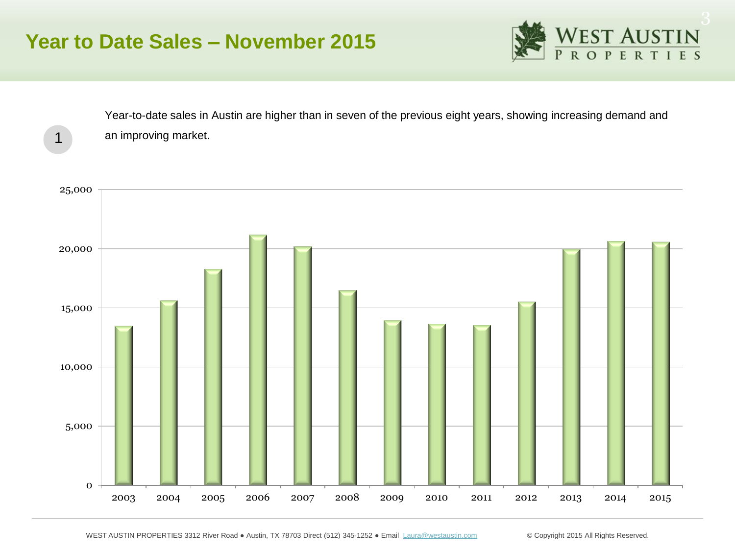# Year to Date Sales – November 2015

1

Year-to-date sales in Austin are higher than in seven of the previous eight years, showing increasing demand and an improving market.

| Year | YTD Sales (approx.) |
|---|---|
| 2003 | 13,500 |
| 2004 | 15,600 |
| 2005 | 18,300 |
| 2006 | 21,200 |
| 2007 | 20,200 |
| 2008 | 16,500 |
| 2009 | 13,900 |
| 2010 | 13,700 |
| 2011 | 13,500 |
| 2012 | 15,500 |
| 2013 | 20,000 |
| 2014 | 20,600 |
| 2015 | 20,600 |

WEST AUSTIN PROPERTIES 3312 River Road ● Austin, TX 78703 Direct (512) 345-1252 ● Email Laura@westaustin.com

© Copyright 2015 All Rights Reserved.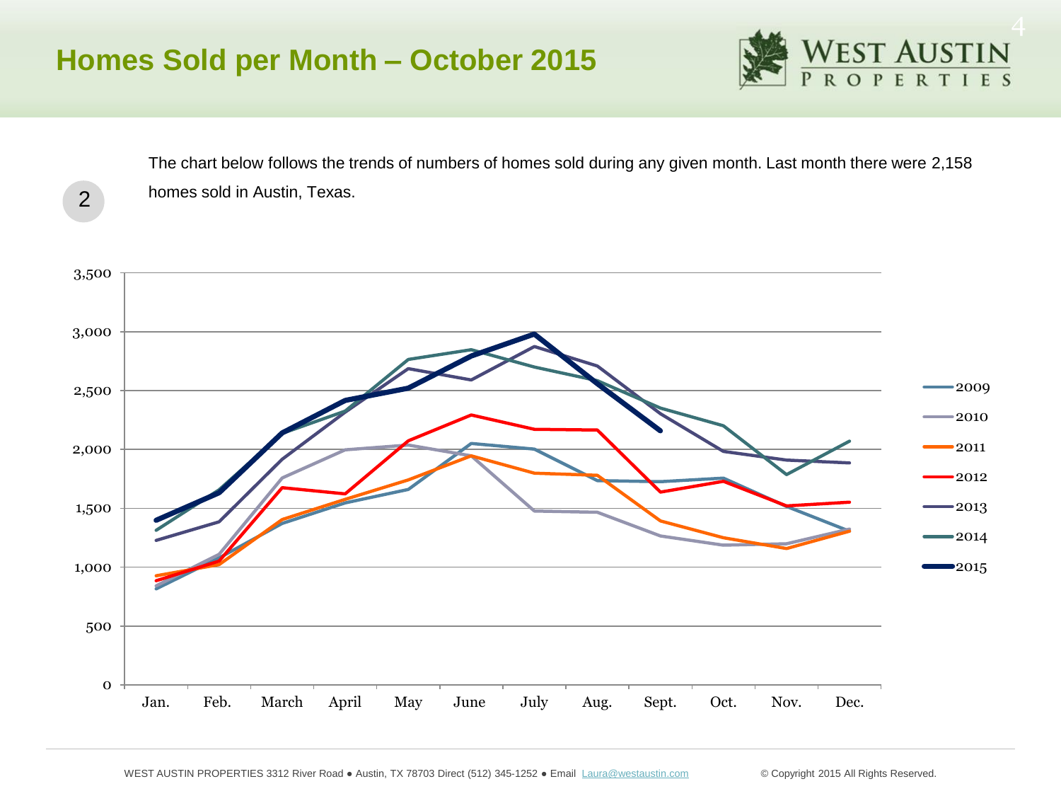# Homes Sold per Month – October 2015

2

The chart below follows the trends of numbers of homes sold during any given month. Last month there were 2,158 homes sold in Austin, Texas.

WEST AUSTIN PROPERTIES 3312 River Road ● Austin, TX 78703 Direct (512) 345-1252 ● Email Laura@westaustin.com

© Copyright 2015 All Rights Reserved.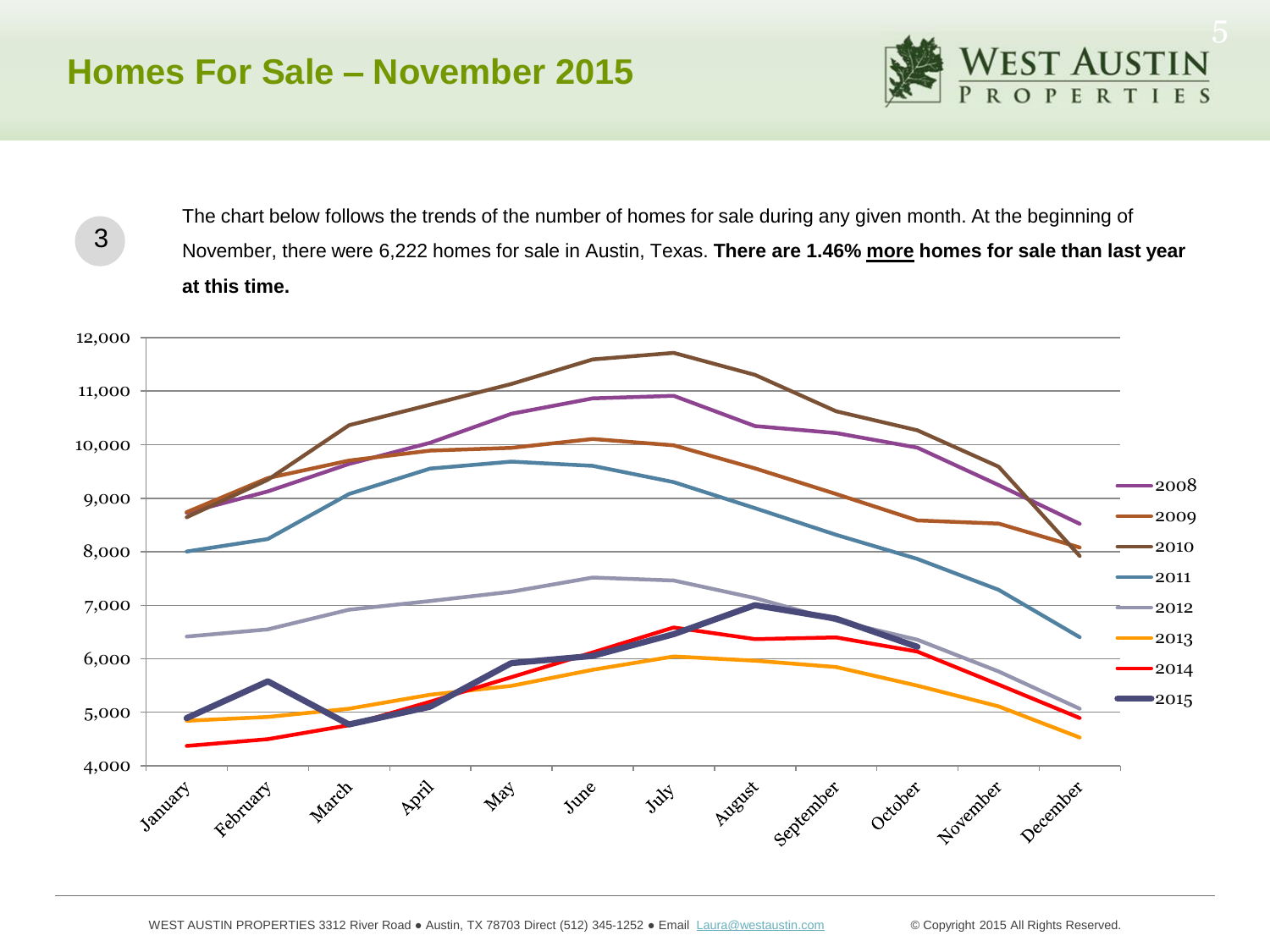# Homes For Sale – November 2015

3

The chart below follows the trends of the number of homes for sale during any given month. At the beginning of November, there were 6,222 homes for sale in Austin, Texas. **There are 1.46% <u>more</u> homes for sale than last year at this time.**

WEST AUSTIN PROPERTIES 3312 River Road ● Austin, TX 78703 Direct (512) 345-1252 ● Email Laura@westaustin.com

© Copyright 2015 All Rights Reserved.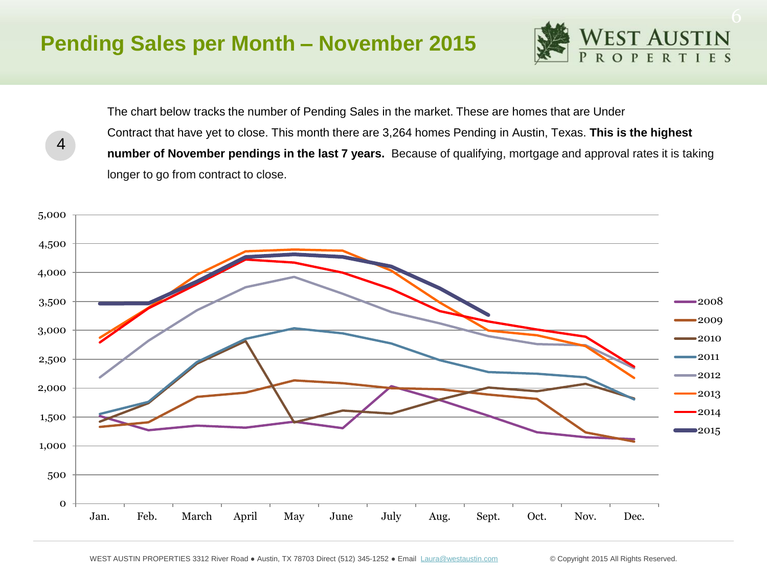# Pending Sales per Month – November 2015

4

The chart below tracks the number of Pending Sales in the market. These are homes that are Under Contract that have yet to close. This month there are 3,264 homes Pending in Austin, Texas. **This is the highest number of November pendings in the last 7 years.** Because of qualifying, mortgage and approval rates it is taking longer to go from contract to close.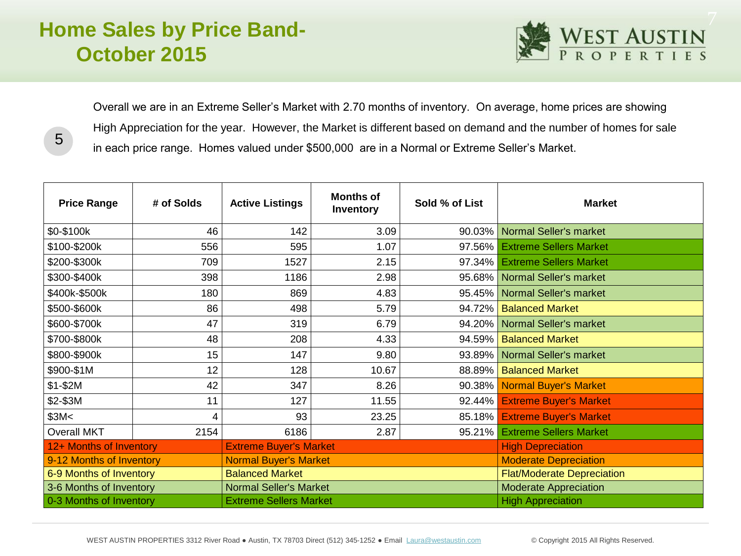# Home Sales by Price Band- October 2015

5

Overall we are in an Extreme Seller's Market with 2.70 months of inventory. On average, home prices are showing High Appreciation for the year. However, the Market is different based on demand and the number of homes for sale in each price range. Homes valued under $500,000 are in a Normal or Extreme Seller's Market.

| Price Range | # of Solds | Active Listings | Months of Inventory | Sold % of List | Market |
|---|---|---|---|---|---|
| $0-$100k | 46 | 142 | 3.09 | 90.03% | Normal Seller's market |
| $100-$200k | 556 | 595 | 1.07 | 97.56% | Extreme Sellers Market |
| $200-$300k | 709 | 1527 | 2.15 | 97.34% | Extreme Sellers Market |
| $300-$400k | 398 | 1186 | 2.98 | 95.68% | Normal Seller's market |
| $400k-$500k | 180 | 869 | 4.83 | 95.45% | Normal Seller's market |
| $500-$600k | 86 | 498 | 5.79 | 94.72% | Balanced Market |
| $600-$700k | 47 | 319 | 6.79 | 94.20% | Normal Seller's market |
| $700-$800k | 48 | 208 | 4.33 | 94.59% | Balanced Market |
| $800-$900k | 15 | 147 | 9.80 | 93.89% | Normal Seller's market |
| $900-$1M | 12 | 128 | 10.67 | 88.89% | Balanced Market |
| $1-$2M | 42 | 347 | 8.26 | 90.38% | Normal Buyer's Market |
| $2-$3M | 11 | 127 | 11.55 | 92.44% | Extreme Buyer's Market |
| $3M< | 4 | 93 | 23.25 | 85.18% | Extreme Buyer's Market |
| Overall MKT | 2154 | 6186 | 2.87 | 95.21% | Extreme Sellers Market |

| Months of Inventory | Market | Price Trend |
|---|---|---|
| 12+ Months of Inventory | Extreme Buyer's Market | High Depreciation |
| 9-12 Months of Inventory | Normal Buyer's Market | Moderate Depreciation |
| 6-9 Months of Inventory | Balanced Market | Flat/Moderate Depreciation |
| 3-6 Months of Inventory | Normal Seller's Market | Moderate Appreciation |
| 0-3 Months of Inventory | Extreme Sellers Market | High Appreciation |

WEST AUSTIN PROPERTIES 3312 River Road • Austin, TX 78703 Direct (512) 345-1252 • Email Laura@westaustin.com © Copyright 2015 All Rights Reserved.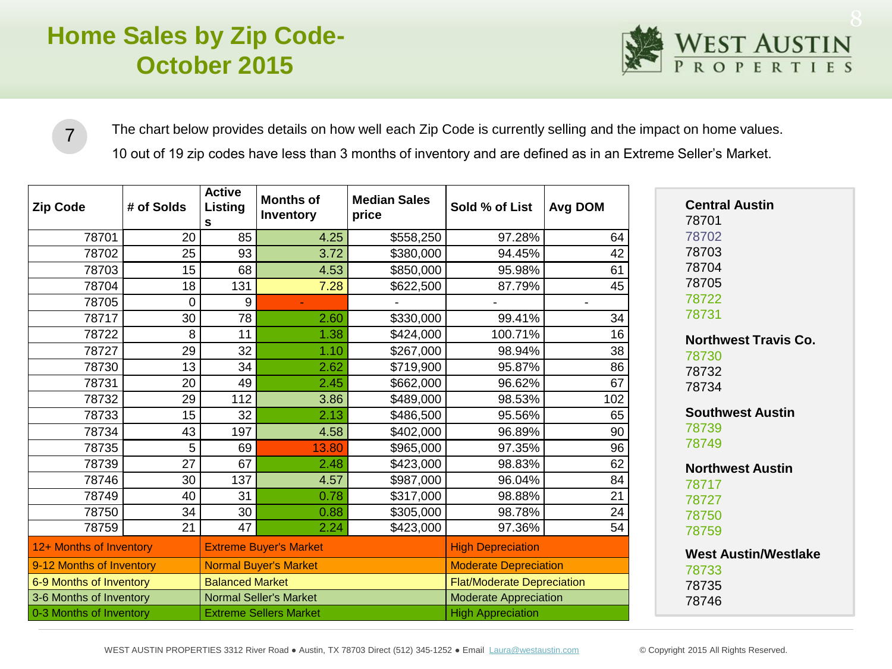# Home Sales by Zip Code- October 2015

7

The chart below provides details on how well each Zip Code is currently selling and the impact on home values.

10 out of 19 zip codes have less than 3 months of inventory and are defined as in an Extreme Seller's Market.

| Zip Code | # of Solds | Active Listings | Months of Inventory | Median Sales price | Sold % of List | Avg DOM |
|---|---|---|---|---|---|---|
| 78701 | 20 | 85 | 4.25 | $558,250 | 97.28% | 64 |
| 78702 | 25 | 93 | 3.72 | $380,000 | 94.45% | 42 |
| 78703 | 15 | 68 | 4.53 | $850,000 | 95.98% | 61 |
| 78704 | 18 | 131 | 7.28 | $622,500 | 87.79% | 45 |
| 78705 | 0 | 9 | - | - | - | - |
| 78717 | 30 | 78 | 2.60 | $330,000 | 99.41% | 34 |
| 78722 | 8 | 11 | 1.38 | $424,000 | 100.71% | 16 |
| 78727 | 29 | 32 | 1.10 | $267,000 | 98.94% | 38 |
| 78730 | 13 | 34 | 2.62 | $719,900 | 95.87% | 86 |
| 78731 | 20 | 49 | 2.45 | $662,000 | 96.62% | 67 |
| 78732 | 29 | 112 | 3.86 | $489,000 | 98.53% | 102 |
| 78733 | 15 | 32 | 2.13 | $486,500 | 95.56% | 65 |
| 78734 | 43 | 197 | 4.58 | $402,000 | 96.89% | 90 |
| 78735 | 5 | 69 | 13.80 | $965,000 | 97.35% | 96 |
| 78739 | 27 | 67 | 2.48 | $423,000 | 98.83% | 62 |
| 78746 | 30 | 137 | 4.57 | $987,000 | 96.04% | 84 |
| 78749 | 40 | 31 | 0.78 | $317,000 | 98.88% | 21 |
| 78750 | 34 | 30 | 0.88 | $305,000 | 98.78% | 24 |
| 78759 | 21 | 47 | 2.24 | $423,000 | 97.36% | 54 |

| Months of Inventory | Market | Value Impact |
|---|---|---|
| 12+ Months of Inventory | Extreme Buyer's Market | High Depreciation |
| 9-12 Months of Inventory | Normal Buyer's Market | Moderate Depreciation |
| 6-9 Months of Inventory | Balanced Market | Flat/Moderate Depreciation |
| 3-6 Months of Inventory | Normal Seller's Market | Moderate Appreciation |
| 0-3 Months of Inventory | Extreme Sellers Market | High Appreciation |

**Central Austin**
78701
78702
78703
78704
78705
78722
78731

**Northwest Travis Co.**
78730
78732
78734

**Southwest Austin**
78739
78749

**Northwest Austin**
78717
78727
78750
78759

**West Austin/Westlake**
78733
78735
78746

WEST AUSTIN PROPERTIES 3312 River Road ● Austin, TX 78703 Direct (512) 345-1252 ● Email Laura@westaustin.com

© Copyright 2015 All Rights Reserved.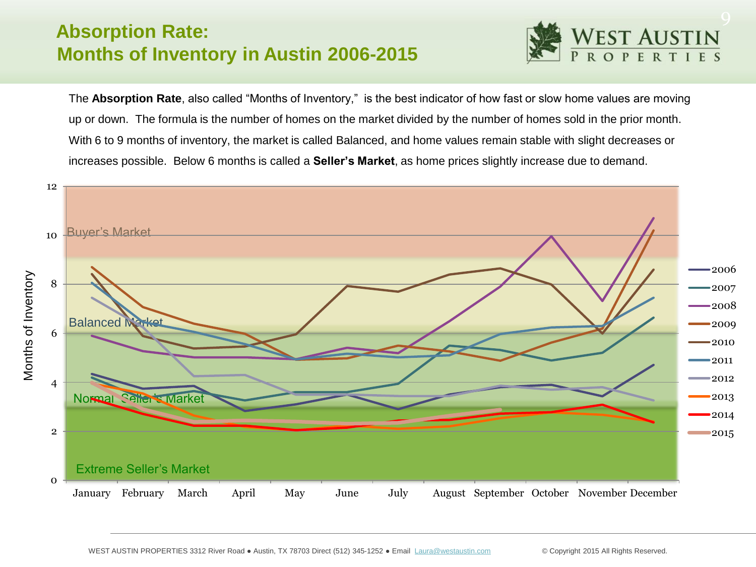# Absorption Rate:
# Months of Inventory in Austin 2006-2015

The **Absorption Rate**, also called "Months of Inventory," is the best indicator of how fast or slow home values are moving up or down. The formula is the number of homes on the market divided by the number of homes sold in the prior month. With 6 to 9 months of inventory, the market is called Balanced, and home values remain stable with slight decreases or increases possible. Below 6 months is called a **Seller's Market**, as home prices slightly increase due to demand.

Months of Inventory

Buyer's Market

Balanced Market

Normal Seller's Market

Extreme Seller's Market

0, 2, 4, 6, 8, 10, 12

January, February, March, April, May, June, July, August, September, October, November, December

2006, 2007, 2008, 2009, 2010, 2011, 2012, 2013, 2014, 2015

WEST AUSTIN PROPERTIES 3312 River Road ● Austin, TX 78703 Direct (512) 345-1252 ● Email Laura@westaustin.com © Copyright 2015 All Rights Reserved.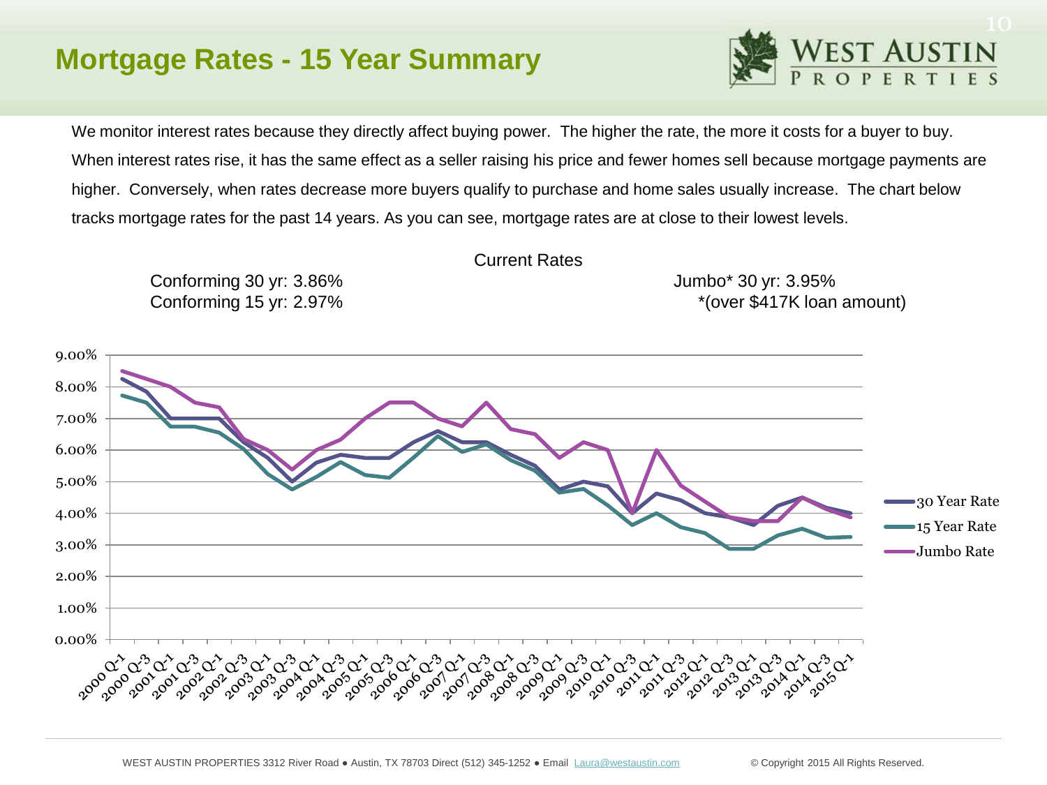# Mortgage Rates - 15 Year Summary

We monitor interest rates because they directly affect buying power. The higher the rate, the more it costs for a buyer to buy. When interest rates rise, it has the same effect as a seller raising his price and fewer homes sell because mortgage payments are higher. Conversely, when rates decrease more buyers qualify to purchase and home sales usually increase. The chart below tracks mortgage rates for the past 14 years. As you can see, mortgage rates are at close to their lowest levels.

Current Rates

Conforming 30 yr: 3.86%
Conforming 15 yr: 2.97%

Jumbo* 30 yr: 3.95%
*(over $417K loan amount)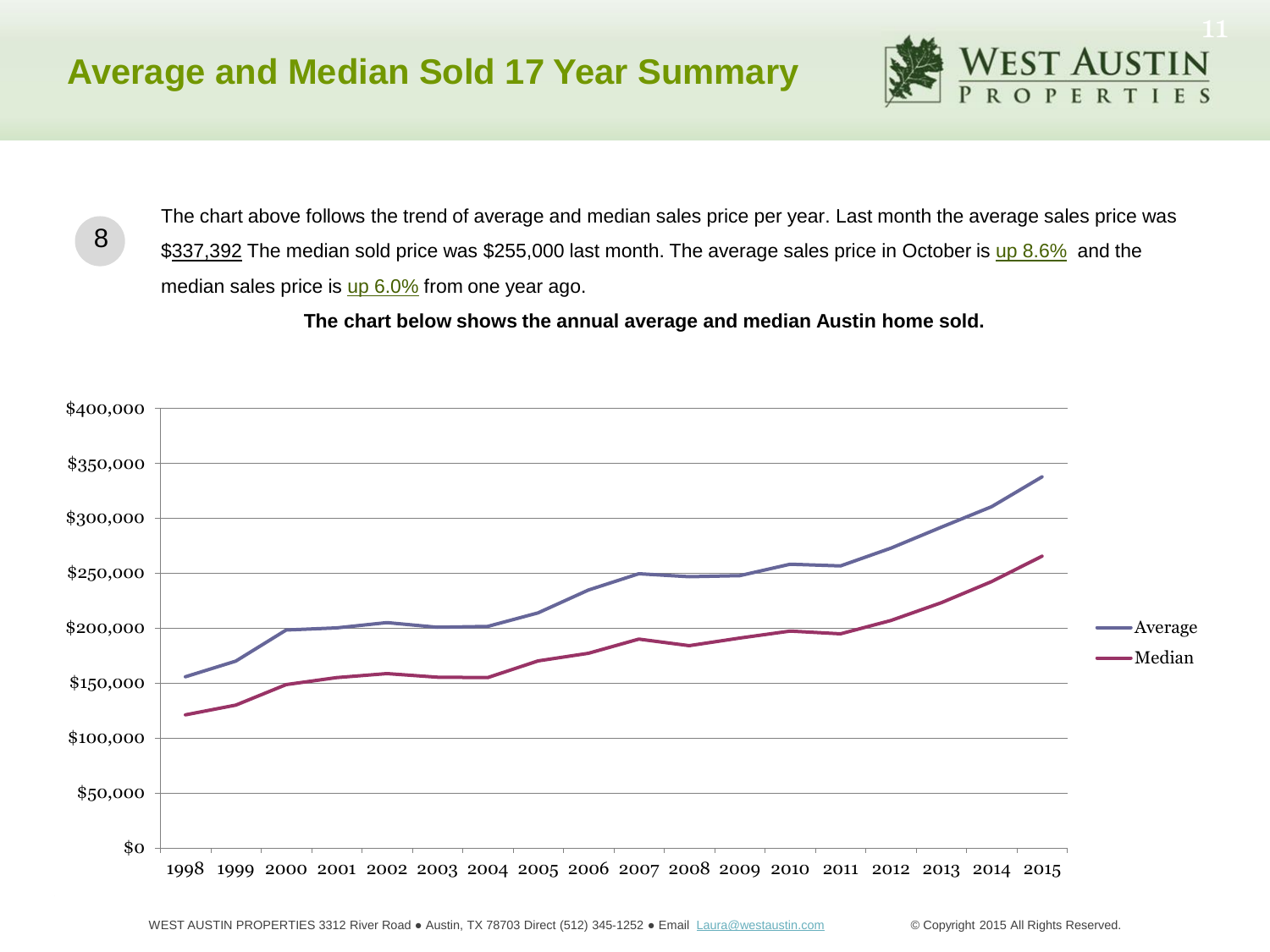# Average and Median Sold 17 Year Summary

8

The chart above follows the trend of average and median sales price per year. Last month the average sales price was $337,392 The median sold price was $255,000 last month. The average sales price in October is up 8.6% and the median sales price is up 6.0% from one year ago.

**The chart below shows the annual average and median Austin home sold.**

$400,000
$350,000
$300,000
$250,000
$200,000
$150,000
$100,000
$50,000
$0

1998 1999 2000 2001 2002 2003 2004 2005 2006 2007 2008 2009 2010 2011 2012 2013 2014 2015

Average
Median

WEST AUSTIN PROPERTIES 3312 River Road ● Austin, TX 78703 Direct (512) 345-1252 ● Email Laura@westaustin.com © Copyright 2015 All Rights Reserved.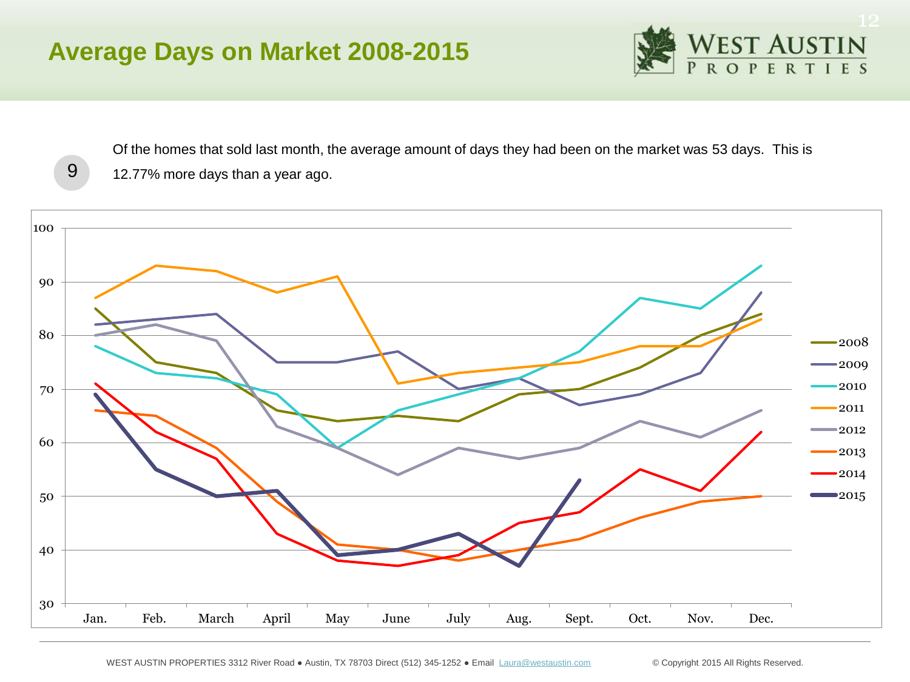# Average Days on Market 2008-2015

9

Of the homes that sold last month, the average amount of days they had been on the market was 53 days. This is 12.77% more days than a year ago.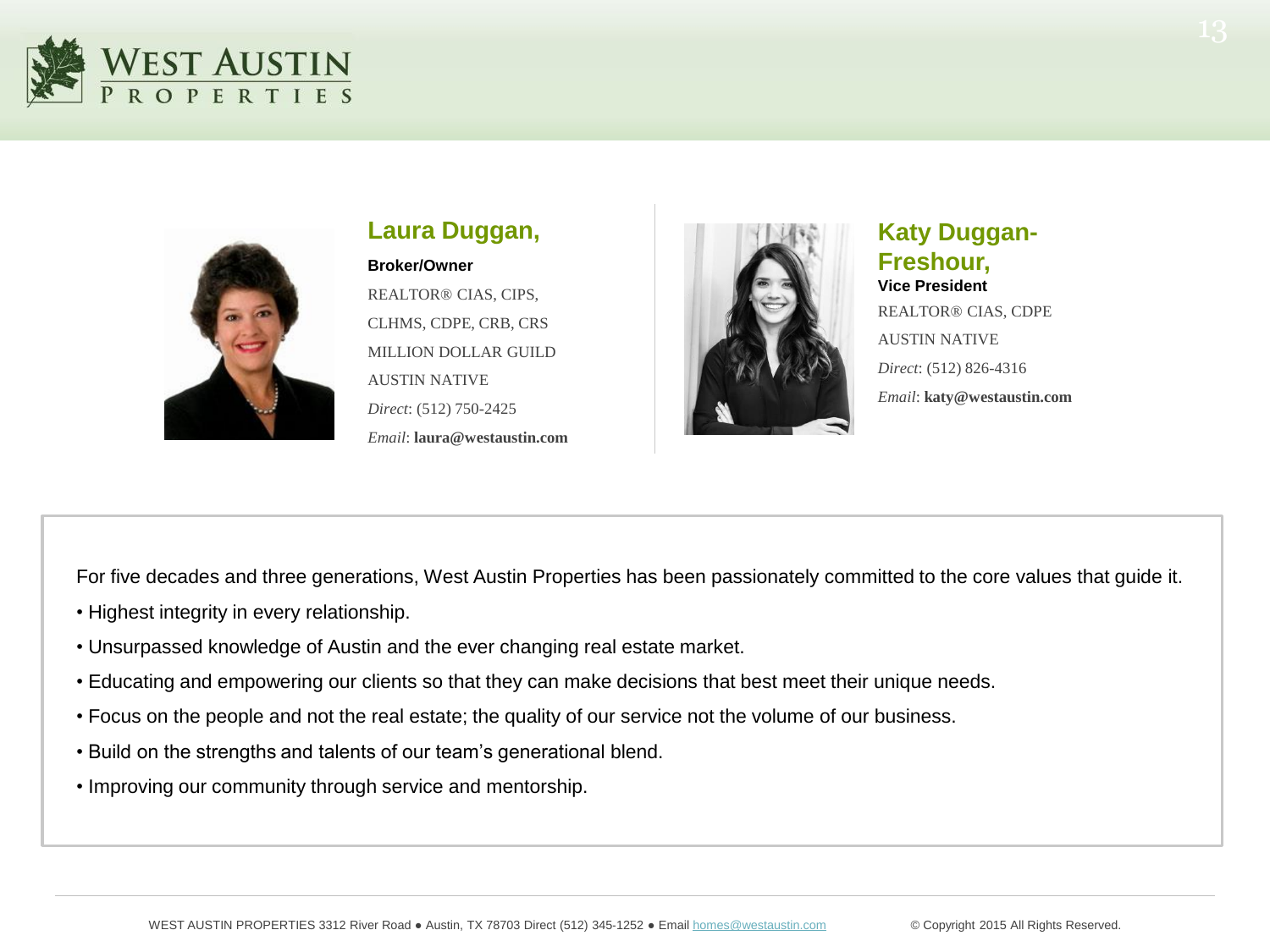## Laura Duggan,

**Broker/Owner**

REALTOR® CIAS, CIPS, CLHMS, CDPE, CRB, CRS

MILLION DOLLAR GUILD

AUSTIN NATIVE

*Direct*: (512) 750-2425

*Email*: **laura@westaustin.com**

## Katy Duggan-Freshour,

**Vice President**

REALTOR® CIAS, CDPE

AUSTIN NATIVE

*Direct*: (512) 826-4316

*Email*: **katy@westaustin.com**

For five decades and three generations, West Austin Properties has been passionately committed to the core values that guide it.

- Highest integrity in every relationship.
- Unsurpassed knowledge of Austin and the ever changing real estate market.
- Educating and empowering our clients so that they can make decisions that best meet their unique needs.
- Focus on the people and not the real estate; the quality of our service not the volume of our business.
- Build on the strengths and talents of our team's generational blend.
- Improving our community through service and mentorship.

WEST AUSTIN PROPERTIES 3312 River Road ● Austin, TX 78703 Direct (512) 345-1252 ● Email homes@westaustin.com © Copyright 2015 All Rights Reserved.